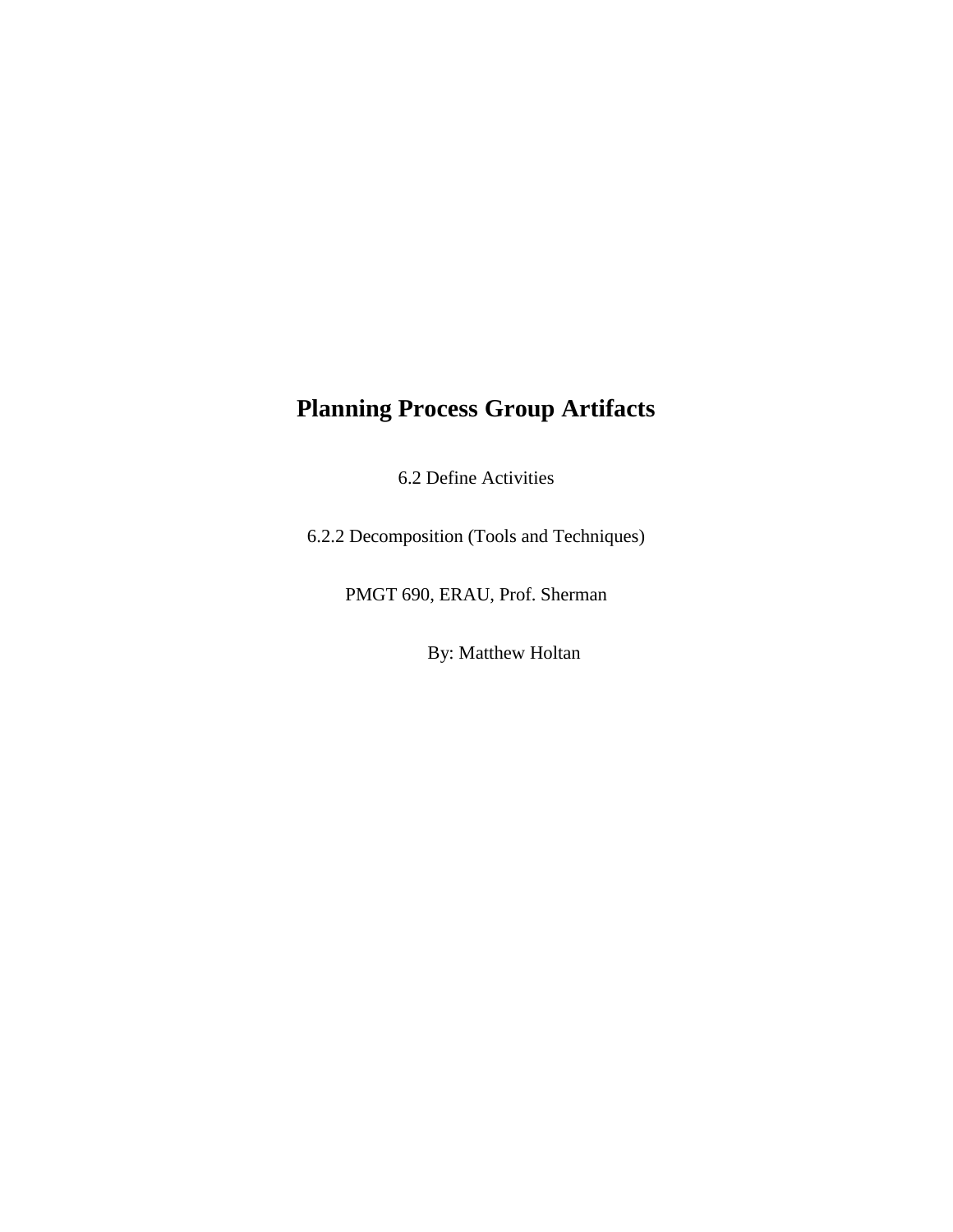# Planning Process Group Artifacts

6.2 Define Activities

6.2.2 Decomposition (Tools and Techniques)

PMGT 690, ERAU, Prof. Sherman

By: Matthew Holtan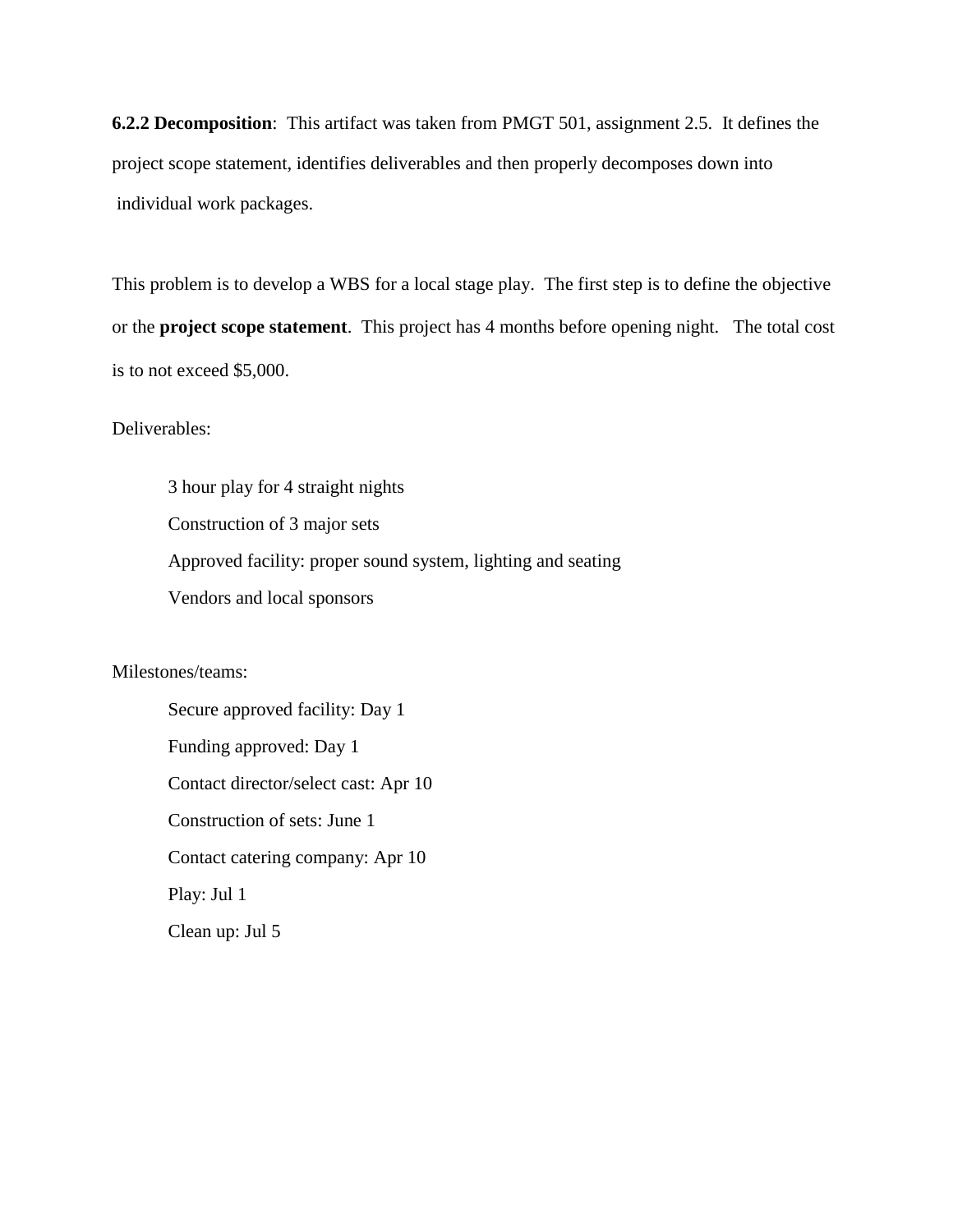**6.2.2 Decomposition**: This artifact was taken from PMGT 501, assignment 2.5. It defines the project scope statement, identifies deliverables and then properly decomposes down into individual work packages.

This problem is to develop a WBS for a local stage play. The first step is to define the objective or the **project scope statement**. This project has 4 months before opening night. The total cost is to not exceed $5,000.

Deliverables:

- 3 hour play for 4 straight nights
- Construction of 3 major sets
- Approved facility: proper sound system, lighting and seating
- Vendors and local sponsors

Milestones/teams:

- Secure approved facility: Day 1
- Funding approved: Day 1
- Contact director/select cast: Apr 10
- Construction of sets: June 1
- Contact catering company: Apr 10
- Play: Jul 1
- Clean up: Jul 5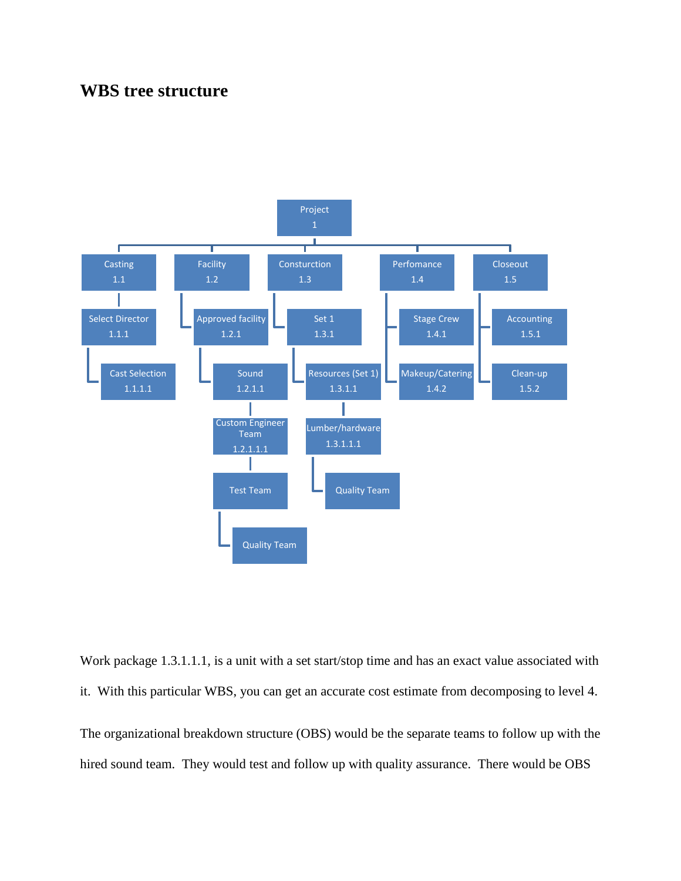## WBS tree structure

- Project 1
  - Casting 1.1
    - Select Director 1.1.1
      - Cast Selection 1.1.1.1
  - Facility 1.2
    - Approved facility 1.2.1
      - Sound 1.2.1.1
        - Custom Engineer Team 1.2.1.1.1
          - Test Team
            - Quality Team
  - Consturction 1.3
    - Set 1 1.3.1
      - Resources (Set 1) 1.3.1.1
        - Lumber/hardware 1.3.1.1.1
          - Quality Team
  - Perfomance 1.4
    - Stage Crew 1.4.1
    - Makeup/Catering 1.4.2
  - Closeout 1.5
    - Accounting 1.5.1
    - Clean-up 1.5.2

Work package 1.3.1.1.1, is a unit with a set start/stop time and has an exact value associated with it. With this particular WBS, you can get an accurate cost estimate from decomposing to level 4.

The organizational breakdown structure (OBS) would be the separate teams to follow up with the hired sound team. They would test and follow up with quality assurance. There would be OBS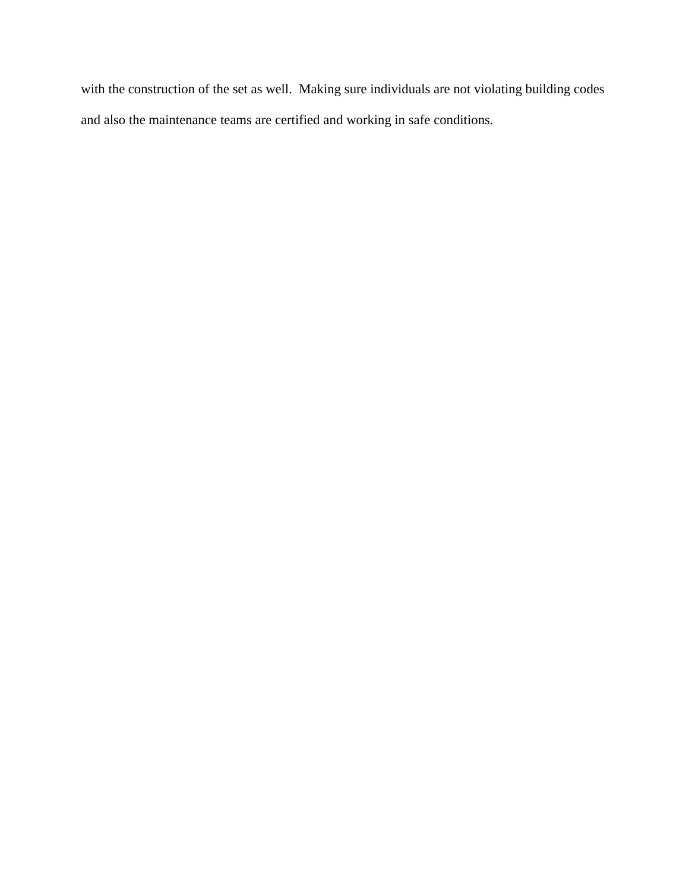with the construction of the set as well.  Making sure individuals are not violating building codes and also the maintenance teams are certified and working in safe conditions.